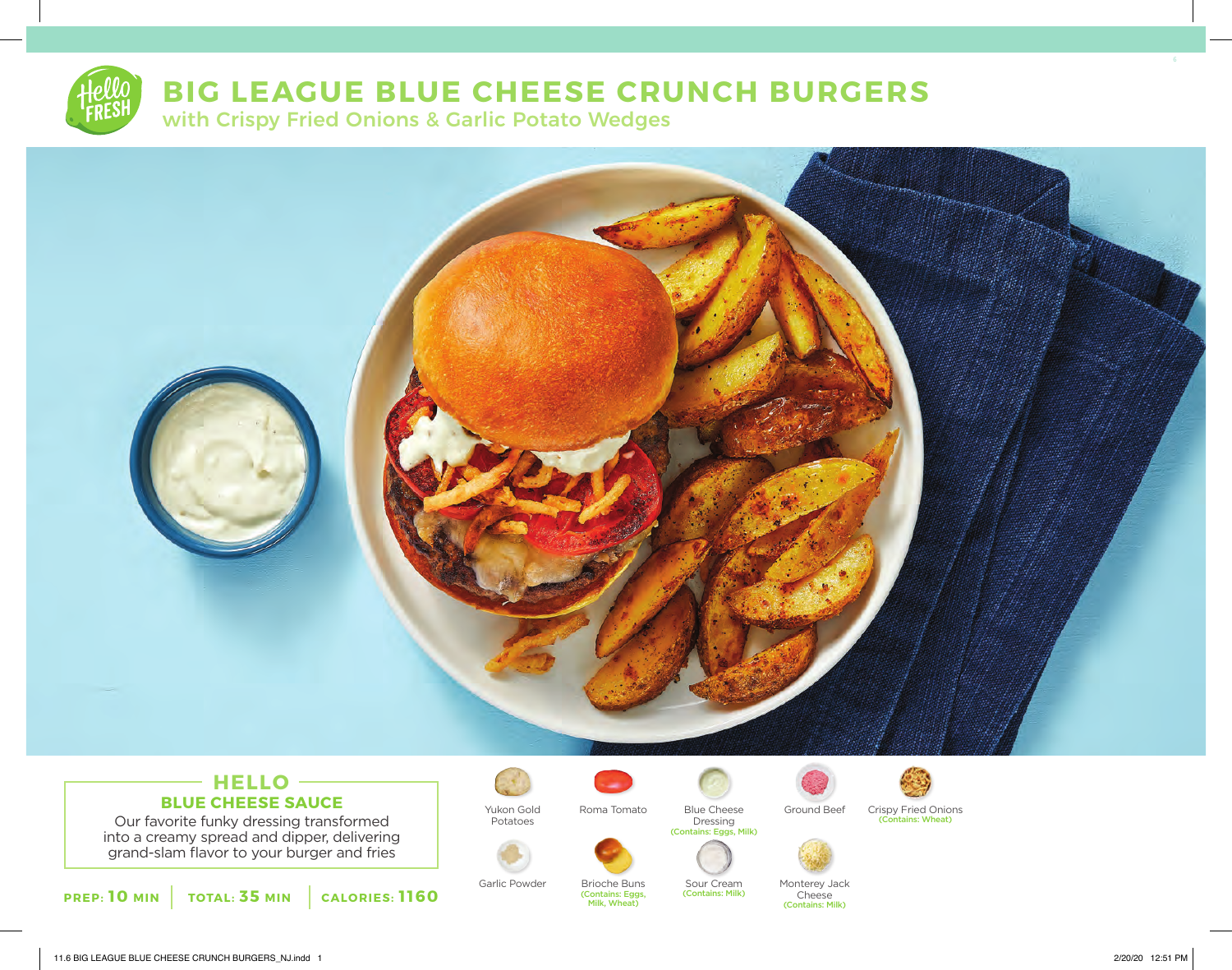# BIG LEAGUE BLUE CHEESE CRUNCH BURGERS

## with Crispy Fried Onions & Garlic Potato Wedges

### HELLO
### BLUE CHEESE SAUCE

Our favorite funky dressing transformed into a creamy spread and dipper, delivering grand-slam flavor to your burger and fries

**PREP: 10 MIN** | **TOTAL: 35 MIN** | **CALORIES: 1160**

- Yukon Gold Potatoes
- Roma Tomato
- Blue Cheese Dressing (Contains: Eggs, Milk)
- Ground Beef
- Crispy Fried Onions (Contains: Wheat)
- Garlic Powder
- Brioche Buns (Contains: Eggs, Milk, Wheat)
- Sour Cream (Contains: Milk)
- Monterey Jack Cheese (Contains: Milk)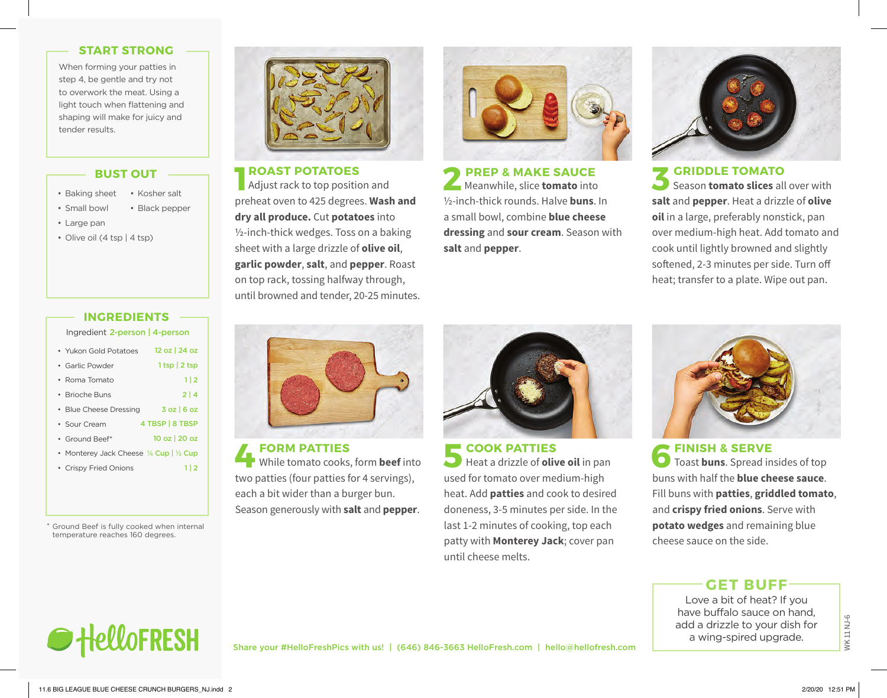## START STRONG

When forming your patties in step 4, be gentle and try not to overwork the meat. Using a light touch when flattening and shaping will make for juicy and tender results.

## BUST OUT

- Baking sheet
- Small bowl
- Large pan
- Olive oil (4 tsp | 4 tsp)
- Kosher salt
- Black pepper

## INGREDIENTS

| Ingredient | 2-person \| 4-person |
|---|---|
| Yukon Gold Potatoes | 12 oz \| 24 oz |
| Garlic Powder | 1 tsp \| 2 tsp |
| Roma Tomato | 1 \| 2 |
| Brioche Buns | 2 \| 4 |
| Blue Cheese Dressing | 3 oz \| 6 oz |
| Sour Cream | 4 TBSP \| 8 TBSP |
| Ground Beef* | 10 oz \| 20 oz |
| Monterey Jack Cheese | ¼ Cup \| ½ Cup |
| Crispy Fried Onions | 1 \| 2 |

* Ground Beef is fully cooked when internal temperature reaches 160 degrees.

## 1 ROAST POTATOES

Adjust rack to top position and preheat oven to 425 degrees. **Wash and dry all produce.** Cut **potatoes** into ½-inch-thick wedges. Toss on a baking sheet with a large drizzle of **olive oil**, **garlic powder**, **salt**, and **pepper**. Roast on top rack, tossing halfway through, until browned and tender, 20-25 minutes.

## 2 PREP & MAKE SAUCE

Meanwhile, slice **tomato** into ½-inch-thick rounds. Halve **buns**. In a small bowl, combine **blue cheese dressing** and **sour cream**. Season with **salt** and **pepper**.

## 3 GRIDDLE TOMATO

Season **tomato slices** all over with **salt** and **pepper**. Heat a drizzle of **olive oil** in a large, preferably nonstick, pan over medium-high heat. Add tomato and cook until lightly browned and slightly softened, 2-3 minutes per side. Turn off heat; transfer to a plate. Wipe out pan.

## 4 FORM PATTIES

While tomato cooks, form **beef** into two patties (four patties for 4 servings), each a bit wider than a burger bun. Season generously with **salt** and **pepper**.

## 5 COOK PATTIES

Heat a drizzle of **olive oil** in pan used for tomato over medium-high heat. Add **patties** and cook to desired doneness, 3-5 minutes per side. In the last 1-2 minutes of cooking, top each patty with **Monterey Jack**; cover pan until cheese melts.

## 6 FINISH & SERVE

Toast **buns**. Spread insides of top buns with half the **blue cheese sauce**. Fill buns with **patties**, **griddled tomato**, and **crispy fried onions**. Serve with **potato wedges** and remaining blue cheese sauce on the side.

## GET BUFF

Love a bit of heat? If you have buffalo sauce on hand, add a drizzle to your dish for a wing-spired upgrade.

HelloFRESH

Share your #HelloFreshPics with us! | (646) 846-3663 HelloFresh.com | hello@hellofresh.com

WK 11 NJ-6